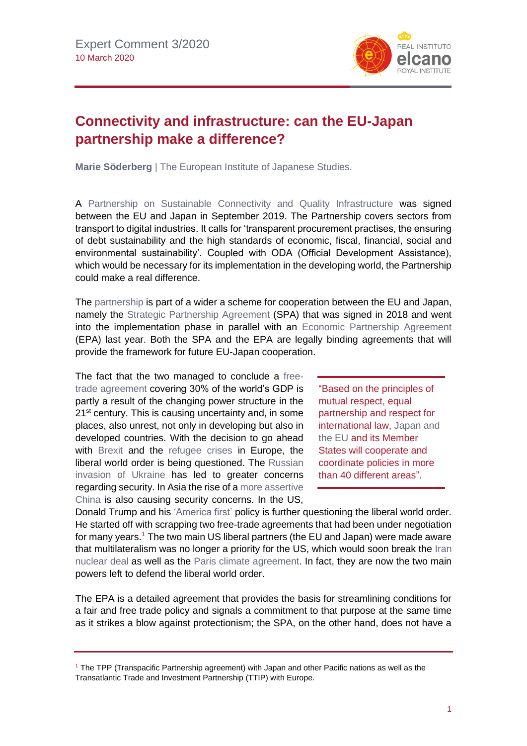Expert Comment 3/2020
10 March 2020

# Connectivity and infrastructure: can the EU-Japan partnership make a difference?

**Marie Söderberg** | The European Institute of Japanese Studies.

A Partnership on Sustainable Connectivity and Quality Infrastructure was signed between the EU and Japan in September 2019. The Partnership covers sectors from transport to digital industries. It calls for 'transparent procurement practises, the ensuring of debt sustainability and the high standards of economic, fiscal, financial, social and environmental sustainability'. Coupled with ODA (Official Development Assistance), which would be necessary for its implementation in the developing world, the Partnership could make a real difference.

The partnership is part of a wider a scheme for cooperation between the EU and Japan, namely the Strategic Partnership Agreement (SPA) that was signed in 2018 and went into the implementation phase in parallel with an Economic Partnership Agreement (EPA) last year. Both the SPA and the EPA are legally binding agreements that will provide the framework for future EU-Japan cooperation.

> "Based on the principles of mutual respect, equal partnership and respect for international law, Japan and the EU and its Member States will cooperate and coordinate policies in more than 40 different areas".

The fact that the two managed to conclude a free-trade agreement covering 30% of the world's GDP is partly a result of the changing power structure in the 21st century. This is causing uncertainty and, in some places, also unrest, not only in developing but also in developed countries. With the decision to go ahead with Brexit and the refugee crises in Europe, the liberal world order is being questioned. The Russian invasion of Ukraine has led to greater concerns regarding security. In Asia the rise of a more assertive China is also causing security concerns. In the US, Donald Trump and his 'America first' policy is further questioning the liberal world order. He started off with scrapping two free-trade agreements that had been under negotiation for many years.[1] The two main US liberal partners (the EU and Japan) were made aware that multilateralism was no longer a priority for the US, which would soon break the Iran nuclear deal as well as the Paris climate agreement. In fact, they are now the two main powers left to defend the liberal world order.

The EPA is a detailed agreement that provides the basis for streamlining conditions for a fair and free trade policy and signals a commitment to that purpose at the same time as it strikes a blow against protectionism; the SPA, on the other hand, does not have a

[1] The TPP (Transpacific Partnership agreement) with Japan and other Pacific nations as well as the Transatlantic Trade and Investment Partnership (TTIP) with Europe.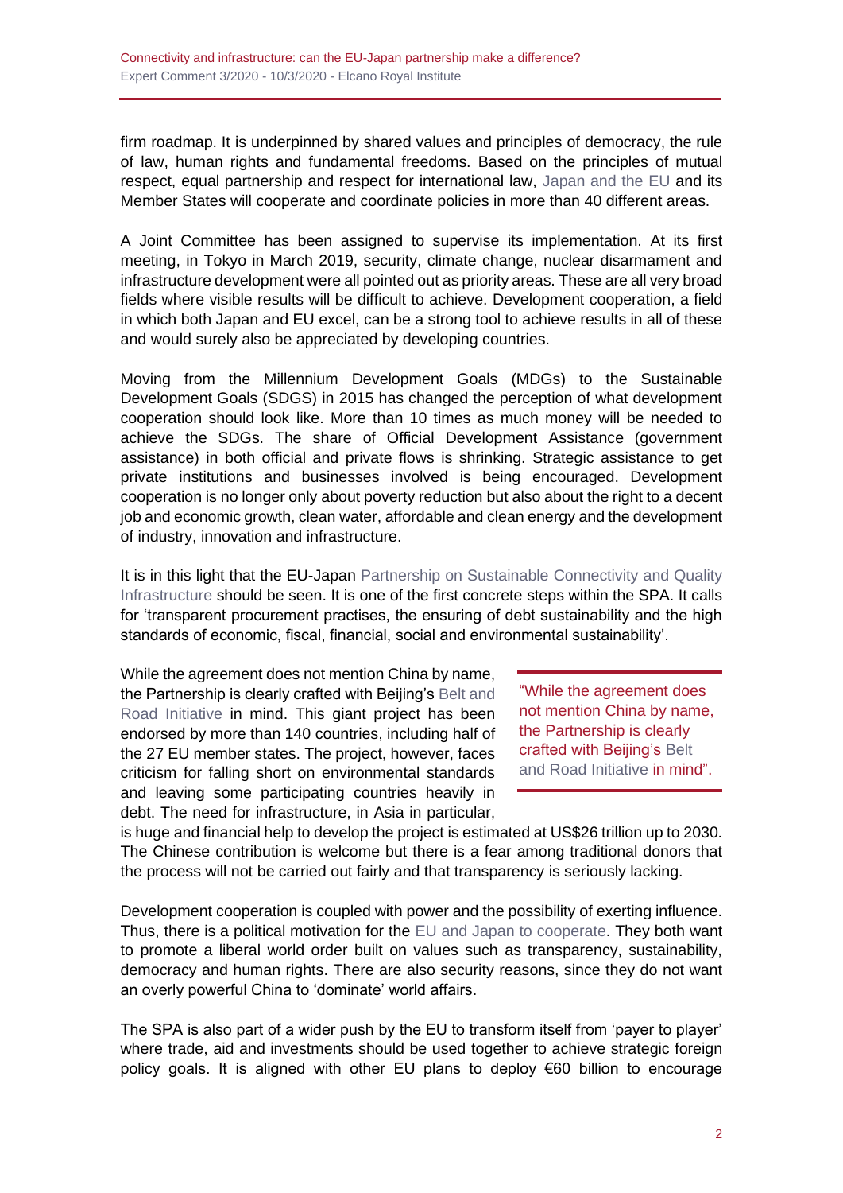firm roadmap. It is underpinned by shared values and principles of democracy, the rule of law, human rights and fundamental freedoms. Based on the principles of mutual respect, equal partnership and respect for international law, Japan and the EU and its Member States will cooperate and coordinate policies in more than 40 different areas.

A Joint Committee has been assigned to supervise its implementation. At its first meeting, in Tokyo in March 2019, security, climate change, nuclear disarmament and infrastructure development were all pointed out as priority areas. These are all very broad fields where visible results will be difficult to achieve. Development cooperation, a field in which both Japan and EU excel, can be a strong tool to achieve results in all of these and would surely also be appreciated by developing countries.

Moving from the Millennium Development Goals (MDGs) to the Sustainable Development Goals (SDGS) in 2015 has changed the perception of what development cooperation should look like. More than 10 times as much money will be needed to achieve the SDGs. The share of Official Development Assistance (government assistance) in both official and private flows is shrinking. Strategic assistance to get private institutions and businesses involved is being encouraged. Development cooperation is no longer only about poverty reduction but also about the right to a decent job and economic growth, clean water, affordable and clean energy and the development of industry, innovation and infrastructure.

It is in this light that the EU-Japan Partnership on Sustainable Connectivity and Quality Infrastructure should be seen. It is one of the first concrete steps within the SPA. It calls for 'transparent procurement practises, the ensuring of debt sustainability and the high standards of economic, fiscal, financial, social and environmental sustainability'.

While the agreement does not mention China by name, the Partnership is clearly crafted with Beijing's Belt and Road Initiative in mind. This giant project has been endorsed by more than 140 countries, including half of the 27 EU member states. The project, however, faces criticism for falling short on environmental standards and leaving some participating countries heavily in debt. The need for infrastructure, in Asia in particular, is huge and financial help to develop the project is estimated at US$26 trillion up to 2030. The Chinese contribution is welcome but there is a fear among traditional donors that the process will not be carried out fairly and that transparency is seriously lacking.

> "While the agreement does not mention China by name, the Partnership is clearly crafted with Beijing's Belt and Road Initiative in mind".

Development cooperation is coupled with power and the possibility of exerting influence. Thus, there is a political motivation for the EU and Japan to cooperate. They both want to promote a liberal world order built on values such as transparency, sustainability, democracy and human rights. There are also security reasons, since they do not want an overly powerful China to 'dominate' world affairs.

The SPA is also part of a wider push by the EU to transform itself from 'payer to player' where trade, aid and investments should be used together to achieve strategic foreign policy goals. It is aligned with other EU plans to deploy €60 billion to encourage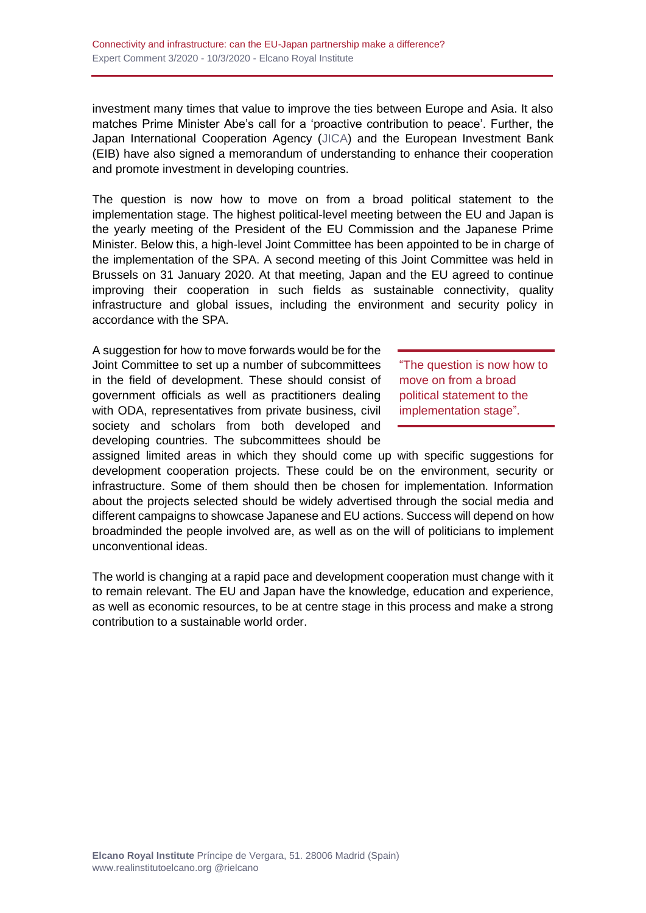investment many times that value to improve the ties between Europe and Asia. It also matches Prime Minister Abe's call for a 'proactive contribution to peace'. Further, the Japan International Cooperation Agency (JICA) and the European Investment Bank (EIB) have also signed a memorandum of understanding to enhance their cooperation and promote investment in developing countries.

The question is now how to move on from a broad political statement to the implementation stage. The highest political-level meeting between the EU and Japan is the yearly meeting of the President of the EU Commission and the Japanese Prime Minister. Below this, a high-level Joint Committee has been appointed to be in charge of the implementation of the SPA. A second meeting of this Joint Committee was held in Brussels on 31 January 2020. At that meeting, Japan and the EU agreed to continue improving their cooperation in such fields as sustainable connectivity, quality infrastructure and global issues, including the environment and security policy in accordance with the SPA.

> "The question is now how to move on from a broad political statement to the implementation stage".

A suggestion for how to move forwards would be for the Joint Committee to set up a number of subcommittees in the field of development. These should consist of government officials as well as practitioners dealing with ODA, representatives from private business, civil society and scholars from both developed and developing countries. The subcommittees should be assigned limited areas in which they should come up with specific suggestions for development cooperation projects. These could be on the environment, security or infrastructure. Some of them should then be chosen for implementation. Information about the projects selected should be widely advertised through the social media and different campaigns to showcase Japanese and EU actions. Success will depend on how broadminded the people involved are, as well as on the will of politicians to implement unconventional ideas.

The world is changing at a rapid pace and development cooperation must change with it to remain relevant. The EU and Japan have the knowledge, education and experience, as well as economic resources, to be at centre stage in this process and make a strong contribution to a sustainable world order.